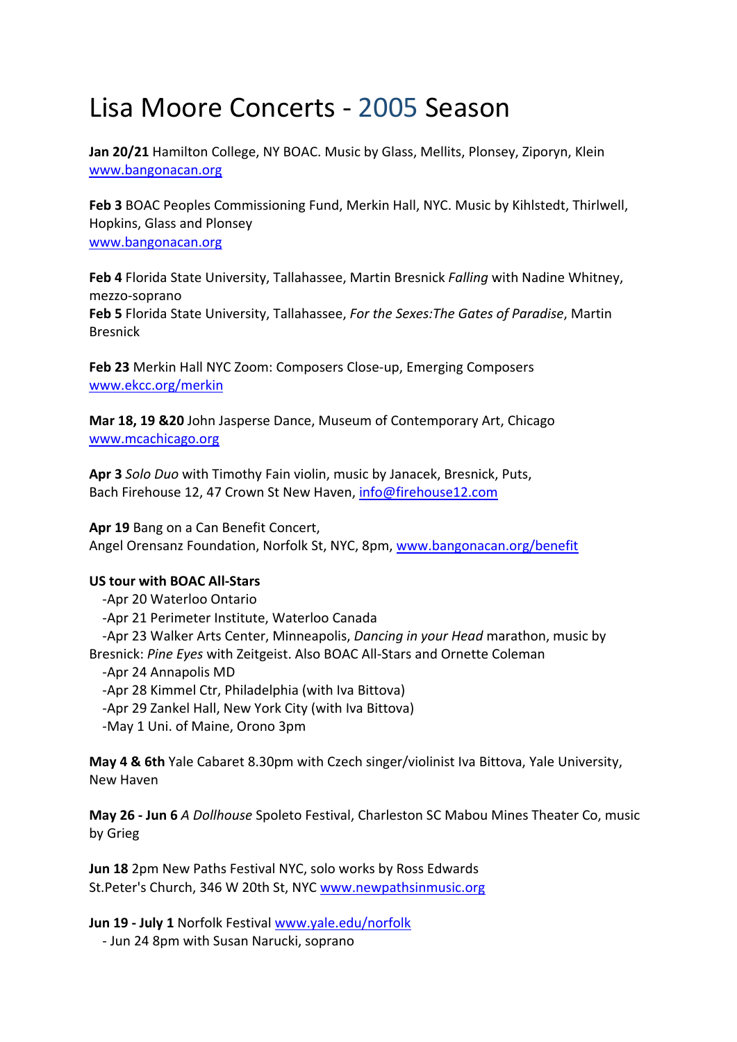# Lisa Moore Concerts - 2005 Season

**Jan 20/21** Hamilton College, NY BOAC. Music by Glass, Mellits, Plonsey, Ziporyn, Klein
www.bangonacan.org

**Feb 3** BOAC Peoples Commissioning Fund, Merkin Hall, NYC. Music by Kihlstedt, Thirlwell, Hopkins, Glass and Plonsey
www.bangonacan.org

**Feb 4** Florida State University, Tallahassee, Martin Bresnick *Falling* with Nadine Whitney, mezzo-soprano
**Feb 5** Florida State University, Tallahassee, *For the Sexes:The Gates of Paradise*, Martin Bresnick

**Feb 23** Merkin Hall NYC Zoom: Composers Close-up, Emerging Composers
www.ekcc.org/merkin

**Mar 18, 19 &20** John Jasperse Dance, Museum of Contemporary Art, Chicago
www.mcachicago.org

**Apr 3** *Solo Duo* with Timothy Fain violin, music by Janacek, Bresnick, Puts, Bach Firehouse 12, 47 Crown St New Haven, info@firehouse12.com

**Apr 19** Bang on a Can Benefit Concert,
Angel Orensanz Foundation, Norfolk St, NYC, 8pm, www.bangonacan.org/benefit

**US tour with BOAC All-Stars**

- Apr 20 Waterloo Ontario
- Apr 21 Perimeter Institute, Waterloo Canada
- Apr 23 Walker Arts Center, Minneapolis, *Dancing in your Head* marathon, music by Bresnick: *Pine Eyes* with Zeitgeist. Also BOAC All-Stars and Ornette Coleman
- Apr 24 Annapolis MD
- Apr 28 Kimmel Ctr, Philadelphia (with Iva Bittova)
- Apr 29 Zankel Hall, New York City (with Iva Bittova)
- May 1 Uni. of Maine, Orono 3pm

**May 4 & 6th** Yale Cabaret 8.30pm with Czech singer/violinist Iva Bittova, Yale University, New Haven

**May 26 - Jun 6** *A Dollhouse* Spoleto Festival, Charleston SC Mabou Mines Theater Co, music by Grieg

**Jun 18** 2pm New Paths Festival NYC, solo works by Ross Edwards
St.Peter's Church, 346 W 20th St, NYC www.newpathsinmusic.org

**Jun 19 - July 1** Norfolk Festival www.yale.edu/norfolk

- Jun 24 8pm with Susan Narucki, soprano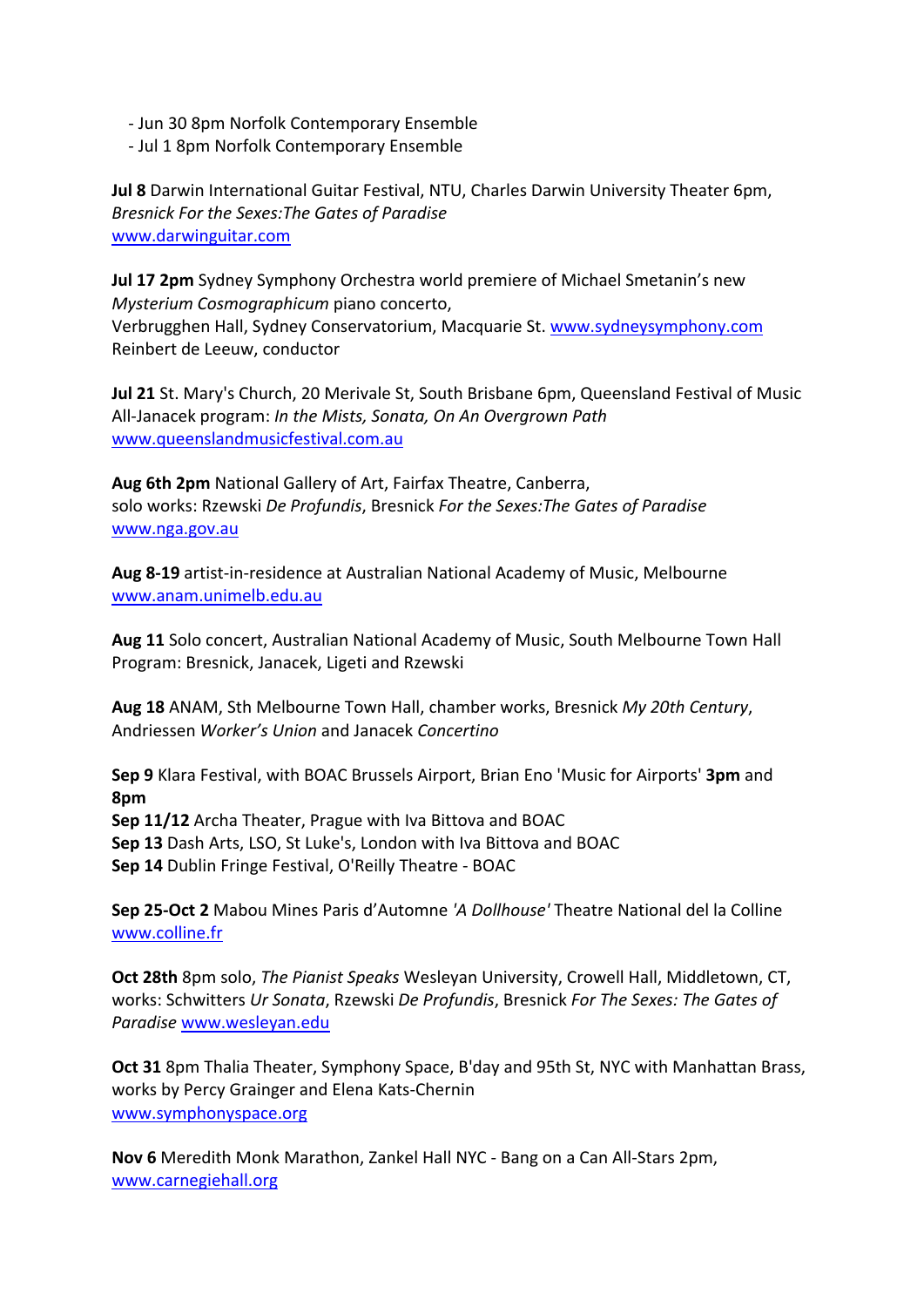- Jun 30 8pm Norfolk Contemporary Ensemble
- Jul 1 8pm Norfolk Contemporary Ensemble

**Jul 8** Darwin International Guitar Festival, NTU, Charles Darwin University Theater 6pm, *Bresnick For the Sexes:The Gates of Paradise*
www.darwinguitar.com

**Jul 17 2pm** Sydney Symphony Orchestra world premiere of Michael Smetanin's new *Mysterium Cosmographicum* piano concerto,
Verbrugghen Hall, Sydney Conservatorium, Macquarie St. www.sydneysymphony.com
Reinbert de Leeuw, conductor

**Jul 21** St. Mary's Church, 20 Merivale St, South Brisbane 6pm, Queensland Festival of Music
All-Janacek program: *In the Mists, Sonata, On An Overgrown Path*
www.queenslandmusicfestival.com.au

**Aug 6th 2pm** National Gallery of Art, Fairfax Theatre, Canberra,
solo works: Rzewski *De Profundis*, Bresnick *For the Sexes:The Gates of Paradise*
www.nga.gov.au

**Aug 8-19** artist-in-residence at Australian National Academy of Music, Melbourne
www.anam.unimelb.edu.au

**Aug 11** Solo concert, Australian National Academy of Music, South Melbourne Town Hall
Program: Bresnick, Janacek, Ligeti and Rzewski

**Aug 18** ANAM, Sth Melbourne Town Hall, chamber works, Bresnick *My 20th Century*, Andriessen *Worker's Union* and Janacek *Concertino*

**Sep 9** Klara Festival, with BOAC Brussels Airport, Brian Eno 'Music for Airports' **3pm** and **8pm**
**Sep 11/12** Archa Theater, Prague with Iva Bittova and BOAC
**Sep 13** Dash Arts, LSO, St Luke's, London with Iva Bittova and BOAC
**Sep 14** Dublin Fringe Festival, O'Reilly Theatre - BOAC

**Sep 25-Oct 2** Mabou Mines Paris d'Automne *'A Dollhouse'* Theatre National del la Colline
www.colline.fr

**Oct 28th** 8pm solo, *The Pianist Speaks* Wesleyan University, Crowell Hall, Middletown, CT, works: Schwitters *Ur Sonata*, Rzewski *De Profundis*, Bresnick *For The Sexes: The Gates of Paradise* www.wesleyan.edu

**Oct 31** 8pm Thalia Theater, Symphony Space, B'day and 95th St, NYC with Manhattan Brass, works by Percy Grainger and Elena Kats-Chernin
www.symphonyspace.org

**Nov 6** Meredith Monk Marathon, Zankel Hall NYC - Bang on a Can All-Stars 2pm,
www.carnegiehall.org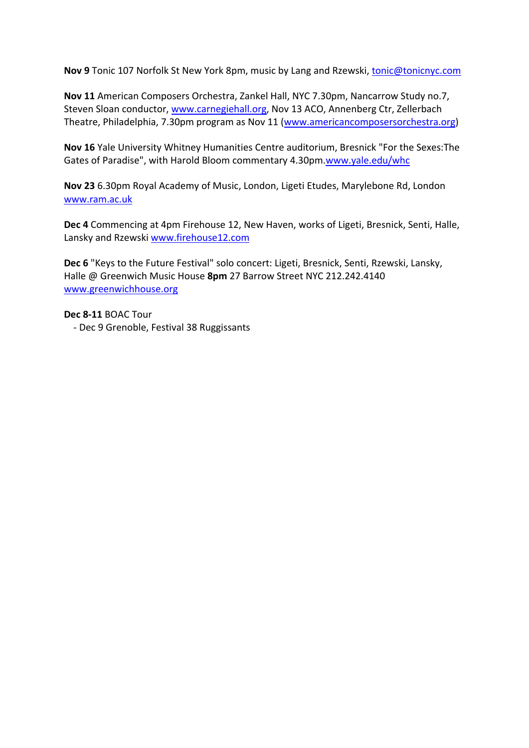**Nov 9** Tonic 107 Norfolk St New York 8pm, music by Lang and Rzewski, tonic@tonicnyc.com

**Nov 11** American Composers Orchestra, Zankel Hall, NYC 7.30pm, Nancarrow Study no.7, Steven Sloan conductor, www.carnegiehall.org, Nov 13 ACO, Annenberg Ctr, Zellerbach Theatre, Philadelphia, 7.30pm program as Nov 11 (www.americancomposersorchestra.org)

**Nov 16** Yale University Whitney Humanities Centre auditorium, Bresnick "For the Sexes:The Gates of Paradise", with Harold Bloom commentary 4.30pm.www.yale.edu/whc

**Nov 23** 6.30pm Royal Academy of Music, London, Ligeti Etudes, Marylebone Rd, London www.ram.ac.uk

**Dec 4** Commencing at 4pm Firehouse 12, New Haven, works of Ligeti, Bresnick, Senti, Halle, Lansky and Rzewski www.firehouse12.com

**Dec 6** "Keys to the Future Festival" solo concert: Ligeti, Bresnick, Senti, Rzewski, Lansky, Halle @ Greenwich Music House **8pm** 27 Barrow Street NYC 212.242.4140 www.greenwichhouse.org

**Dec 8-11** BOAC Tour

- Dec 9 Grenoble, Festival 38 Ruggissants